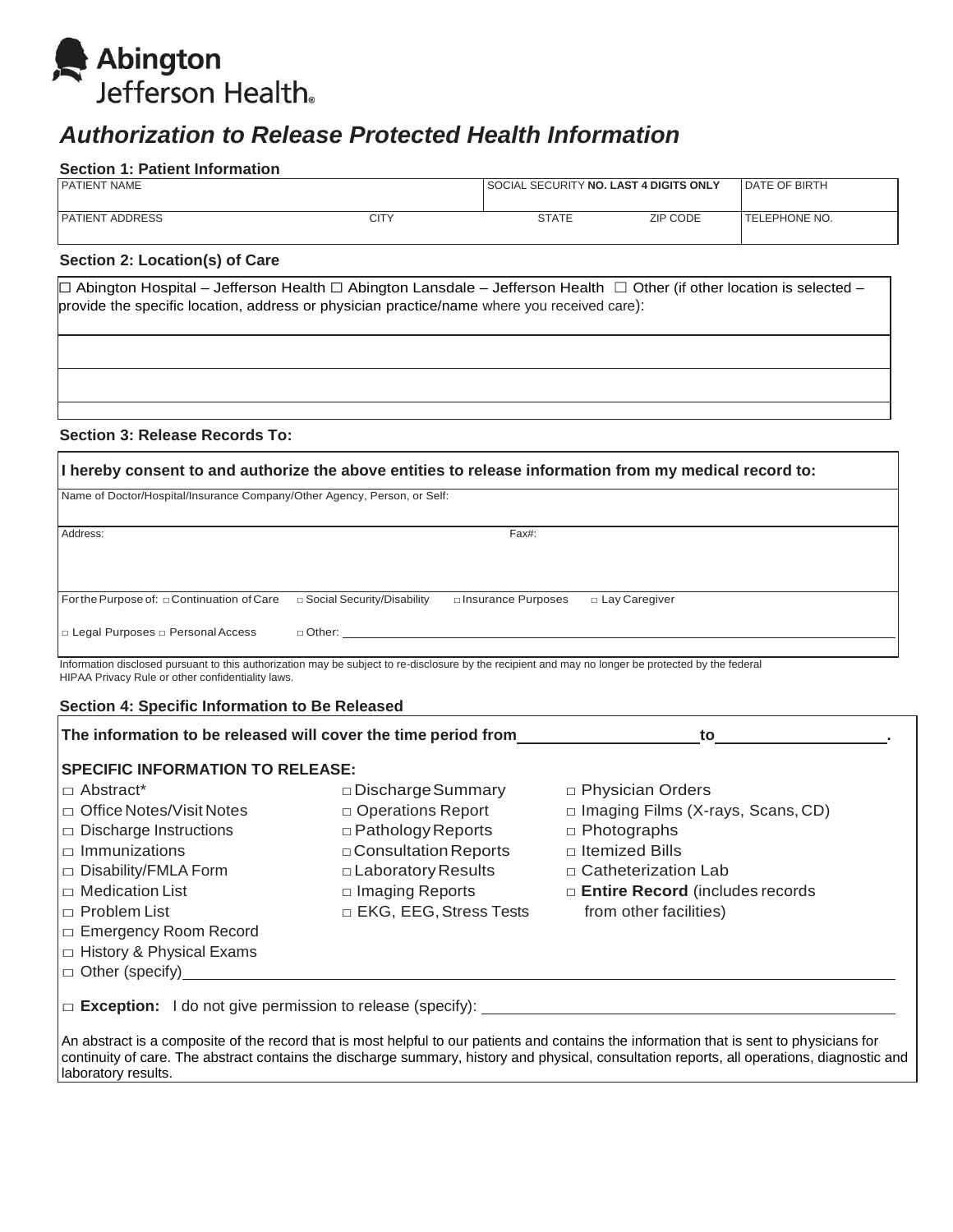**Abington**
Jefferson Health®

# *Authorization to Release Protected Health Information*

### Section 1: Patient Information

| PATIENT NAME | | SOCIAL SECURITY **NO. LAST 4 DIGITS ONLY** | | DATE OF BIRTH |
|---|---|---|---|---|
| PATIENT ADDRESS | CITY | STATE | ZIP CODE | TELEPHONE NO. |

### Section 2: Location(s) of Care

☐ Abington Hospital – Jefferson Health ☐ Abington Lansdale – Jefferson Health ☐ Other (if other location is selected – provide the specific location, address or physician practice/name where you received care):

### Section 3: Release Records To:

**I hereby consent to and authorize the above entities to release information from my medical record to:**

Name of Doctor/Hospital/Insurance Company/Other Agency, Person, or Self:

Address: Fax#:

For the Purpose of: □ Continuation of Care □ Social Security/Disability □ Insurance Purposes □ Lay Caregiver

□ Legal Purposes □ Personal Access □ Other: ____________________

Information disclosed pursuant to this authorization may be subject to re-disclosure by the recipient and may no longer be protected by the federal HIPAA Privacy Rule or other confidentiality laws.

### Section 4: Specific Information to Be Released

**The information to be released will cover the time period from ____________________ to ____________________.**

**SPECIFIC INFORMATION TO RELEASE:**

- □ Abstract*
- □ Office Notes/Visit Notes
- □ Discharge Instructions
- □ Immunizations
- □ Disability/FMLA Form
- □ Medication List
- □ Problem List
- □ Emergency Room Record
- □ History & Physical Exams
- □ Discharge Summary
- □ Operations Report
- □ Pathology Reports
- □ Consultation Reports
- □ Laboratory Results
- □ Imaging Reports
- □ EKG, EEG, Stress Tests
- □ Physician Orders
- □ Imaging Films (X-rays, Scans, CD)
- □ Photographs
- □ Itemized Bills
- □ Catheterization Lab
- □ **Entire Record** (includes records from other facilities)
- □ Other (specify)____________________

□ **Exception:** I do not give permission to release (specify): ____________________

An abstract is a composite of the record that is most helpful to our patients and contains the information that is sent to physicians for continuity of care. The abstract contains the discharge summary, history and physical, consultation reports, all operations, diagnostic and laboratory results.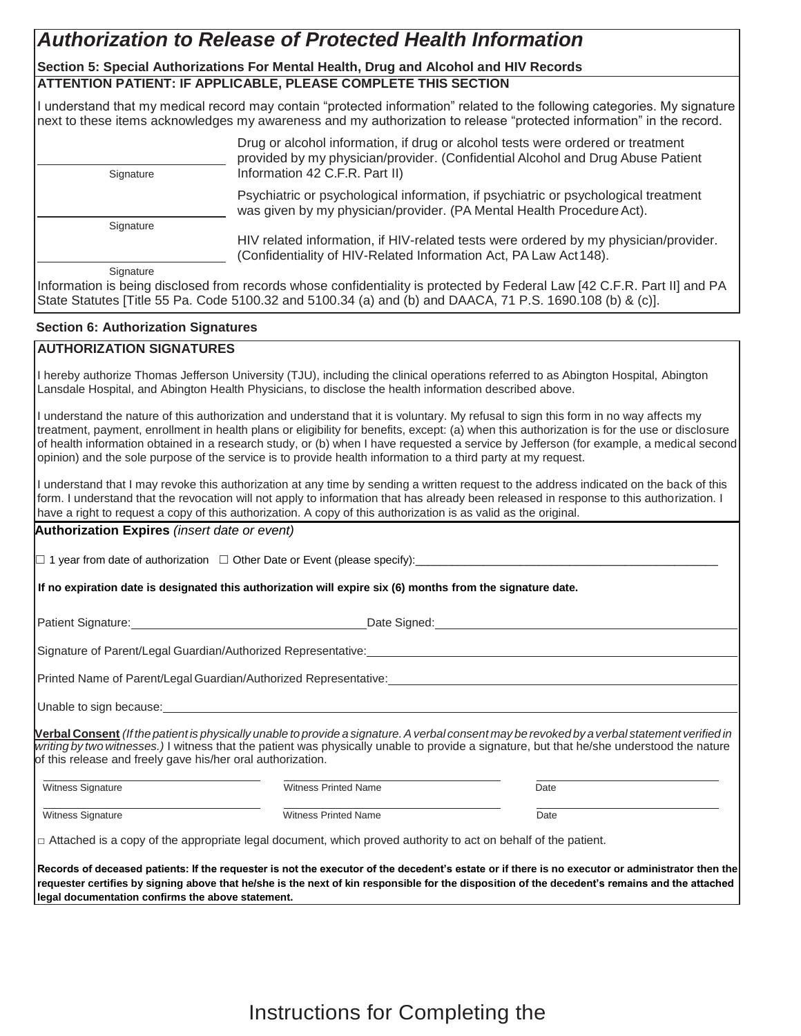# *Authorization to Release of Protected Health Information*

**Section 5: Special Authorizations For Mental Health, Drug and Alcohol and HIV Records**

**ATTENTION PATIENT: IF APPLICABLE, PLEASE COMPLETE THIS SECTION**

I understand that my medical record may contain "protected information" related to the following categories. My signature next to these items acknowledges my awareness and my authorization to release "protected information" in the record.

| | |
|---|---|
| \_\_\_\_\_\_\_\_\_\_\_\_\_\_\_\_\_\_\_\_\_\_\_\_ Signature | Drug or alcohol information, if drug or alcohol tests were ordered or treatment provided by my physician/provider. (Confidential Alcohol and Drug Abuse Patient Information 42 C.F.R. Part II) |
| \_\_\_\_\_\_\_\_\_\_\_\_\_\_\_\_\_\_\_\_\_\_\_\_ Signature | Psychiatric or psychological information, if psychiatric or psychological treatment was given by my physician/provider. (PA Mental Health Procedure Act). |
| \_\_\_\_\_\_\_\_\_\_\_\_\_\_\_\_\_\_\_\_\_\_\_\_ Signature | HIV related information, if HIV-related tests were ordered by my physician/provider. (Confidentiality of HIV-Related Information Act, PA Law Act 148). |

Information is being disclosed from records whose confidentiality is protected by Federal Law [42 C.F.R. Part II] and PA State Statutes [Title 55 Pa. Code 5100.32 and 5100.34 (a) and (b) and DAACA, 71 P.S. 1690.108 (b) & (c)].

**Section 6: Authorization Signatures**

**AUTHORIZATION SIGNATURES**

I hereby authorize Thomas Jefferson University (TJU), including the clinical operations referred to as Abington Hospital, Abington Lansdale Hospital, and Abington Health Physicians, to disclose the health information described above.

I understand the nature of this authorization and understand that it is voluntary. My refusal to sign this form in no way affects my treatment, payment, enrollment in health plans or eligibility for benefits, except: (a) when this authorization is for the use or disclosure of health information obtained in a research study, or (b) when I have requested a service by Jefferson (for example, a medical second opinion) and the sole purpose of the service is to provide health information to a third party at my request.

I understand that I may revoke this authorization at any time by sending a written request to the address indicated on the back of this form. I understand that the revocation will not apply to information that has already been released in response to this authorization. I have a right to request a copy of this authorization. A copy of this authorization is as valid as the original.

**Authorization Expires** *(insert date or event)*

☐ 1 year from date of authorization ☐ Other Date or Event (please specify):\_\_\_\_\_\_\_\_\_\_\_\_\_\_\_\_\_\_\_\_\_\_\_\_\_\_\_\_\_\_\_\_\_\_\_\_\_\_\_\_

**If no expiration date is designated this authorization will expire six (6) months from the signature date.**

Patient Signature:\_\_\_\_\_\_\_\_\_\_\_\_\_\_\_\_\_\_\_\_\_\_\_\_\_\_\_\_ Date Signed:\_\_\_\_\_\_\_\_\_\_\_\_\_\_\_\_\_\_\_\_\_\_\_\_\_\_\_\_\_\_\_\_\_\_\_\_

Signature of Parent/Legal Guardian/Authorized Representative:\_\_\_\_\_\_\_\_\_\_\_\_\_\_\_\_\_\_\_\_\_\_\_\_\_\_\_\_\_\_\_\_\_\_\_\_\_\_\_\_

Printed Name of Parent/Legal Guardian/Authorized Representative:\_\_\_\_\_\_\_\_\_\_\_\_\_\_\_\_\_\_\_\_\_\_\_\_\_\_\_\_\_\_\_\_\_\_\_\_\_\_

Unable to sign because:\_\_\_\_\_\_\_\_\_\_\_\_\_\_\_\_\_\_\_\_\_\_\_\_\_\_\_\_\_\_\_\_\_\_\_\_\_\_\_\_\_\_\_\_\_\_\_\_\_\_\_\_\_\_\_\_\_\_\_\_\_\_\_\_\_\_\_\_

**Verbal Consent** *(If the patient is physically unable to provide a signature. A verbal consent may be revoked by a verbal statement verified in writing by two witnesses.)* I witness that the patient was physically unable to provide a signature, but that he/she understood the nature of this release and freely gave his/her oral authorization.

| Witness Signature | Witness Printed Name | Date |
|---|---|---|
| | | |
| Witness Signature | Witness Printed Name | Date |
| | | |

☐ Attached is a copy of the appropriate legal document, which proved authority to act on behalf of the patient.

**Records of deceased patients: If the requester is not the executor of the decedent's estate or if there is no executor or administrator then the requester certifies by signing above that he/she is the next of kin responsible for the disposition of the decedent's remains and the attached legal documentation confirms the above statement.**

Instructions for Completing the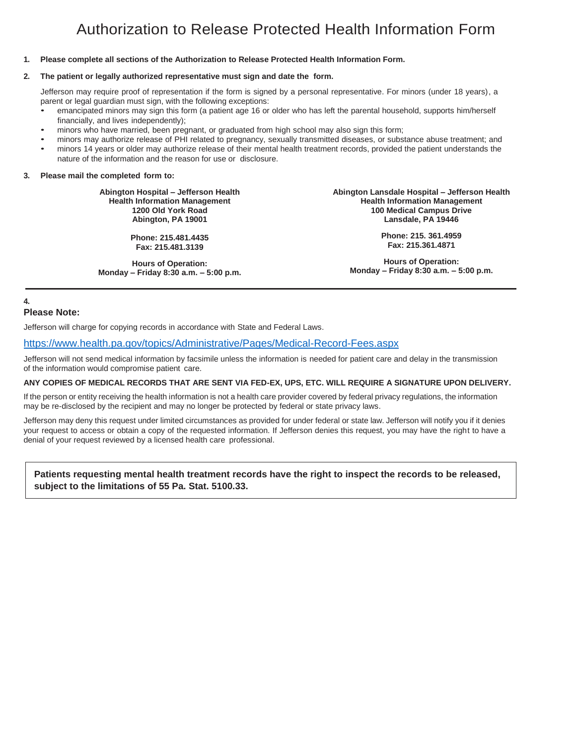# Authorization to Release Protected Health Information Form

1. **Please complete all sections of the Authorization to Release Protected Health Information Form.**

2. **The patient or legally authorized representative must sign and date the form.**

   Jefferson may require proof of representation if the form is signed by a personal representative. For minors (under 18 years), a parent or legal guardian must sign, with the following exceptions:

   - emancipated minors may sign this form (a patient age 16 or older who has left the parental household, supports him/herself financially, and lives independently);
   - minors who have married, been pregnant, or graduated from high school may also sign this form;
   - minors may authorize release of PHI related to pregnancy, sexually transmitted diseases, or substance abuse treatment; and
   - minors 14 years or older may authorize release of their mental health treatment records, provided the patient understands the nature of the information and the reason for use or disclosure.

3. **Please mail the completed form to:**

**Abington Hospital – Jefferson Health**
**Health Information Management**
**1200 Old York Road**
**Abington, PA 19001**

**Phone: 215.481.4435**
**Fax: 215.481.3139**

**Hours of Operation:**
**Monday – Friday 8:30 a.m. – 5:00 p.m.**

**Abington Lansdale Hospital – Jefferson Health**
**Health Information Management**
**100 Medical Campus Drive**
**Lansdale, PA 19446**

**Phone: 215. 361.4959**
**Fax: 215.361.4871**

**Hours of Operation:**
**Monday – Friday 8:30 a.m. – 5:00 p.m.**

---

**4.**

**Please Note:**

Jefferson will charge for copying records in accordance with State and Federal Laws.

https://www.health.pa.gov/topics/Administrative/Pages/Medical-Record-Fees.aspx

Jefferson will not send medical information by facsimile unless the information is needed for patient care and delay in the transmission of the information would compromise patient care.

**ANY COPIES OF MEDICAL RECORDS THAT ARE SENT VIA FED-EX, UPS, ETC. WILL REQUIRE A SIGNATURE UPON DELIVERY.**

If the person or entity receiving the health information is not a health care provider covered by federal privacy regulations, the information may be re-disclosed by the recipient and may no longer be protected by federal or state privacy laws.

Jefferson may deny this request under limited circumstances as provided for under federal or state law. Jefferson will notify you if it denies your request to access or obtain a copy of the requested information. If Jefferson denies this request, you may have the right to have a denial of your request reviewed by a licensed health care professional.

**Patients requesting mental health treatment records have the right to inspect the records to be released, subject to the limitations of 55 Pa. Stat. 5100.33.**